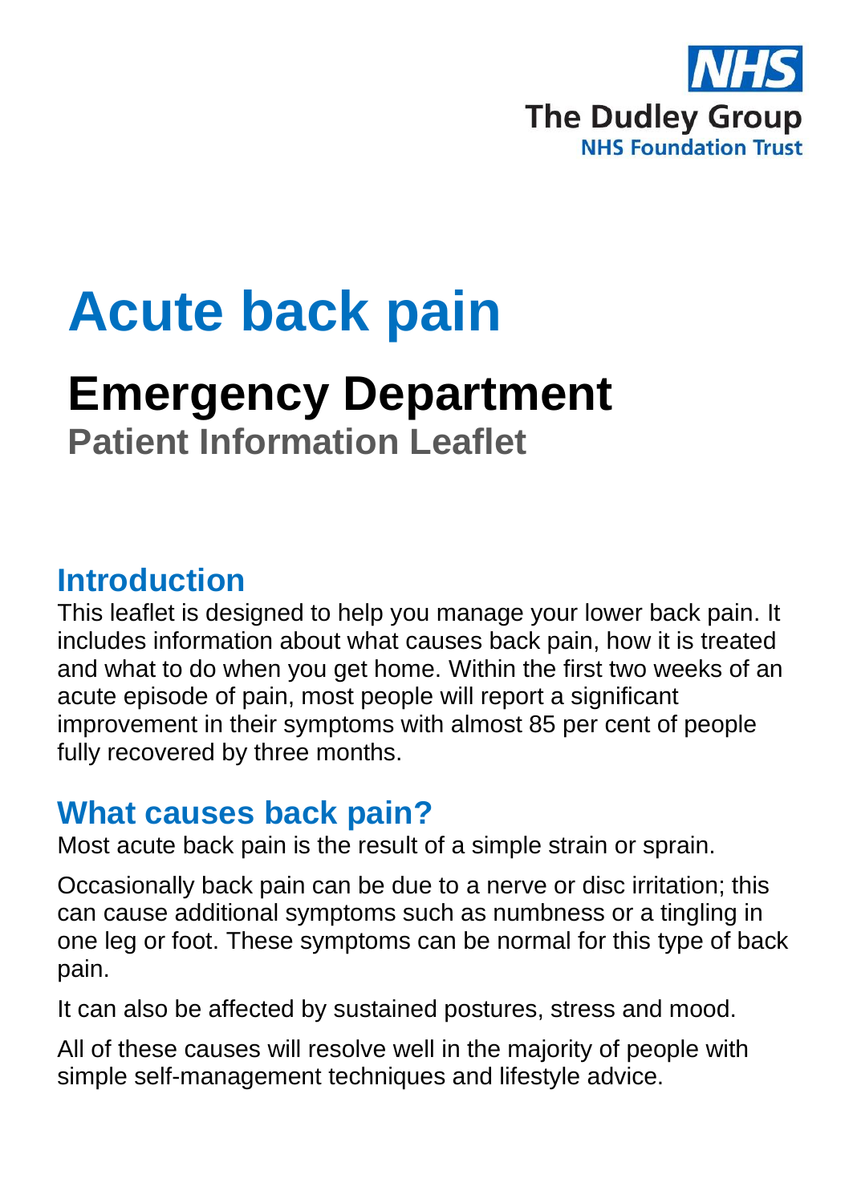NHS

The Dudley Group

NHS Foundation Trust

# Acute back pain

## Emergency Department

**Patient Information Leaflet**

## Introduction

This leaflet is designed to help you manage your lower back pain. It includes information about what causes back pain, how it is treated and what to do when you get home. Within the first two weeks of an acute episode of pain, most people will report a significant improvement in their symptoms with almost 85 per cent of people fully recovered by three months.

## What causes back pain?

Most acute back pain is the result of a simple strain or sprain.

Occasionally back pain can be due to a nerve or disc irritation; this can cause additional symptoms such as numbness or a tingling in one leg or foot. These symptoms can be normal for this type of back pain.

It can also be affected by sustained postures, stress and mood.

All of these causes will resolve well in the majority of people with simple self-management techniques and lifestyle advice.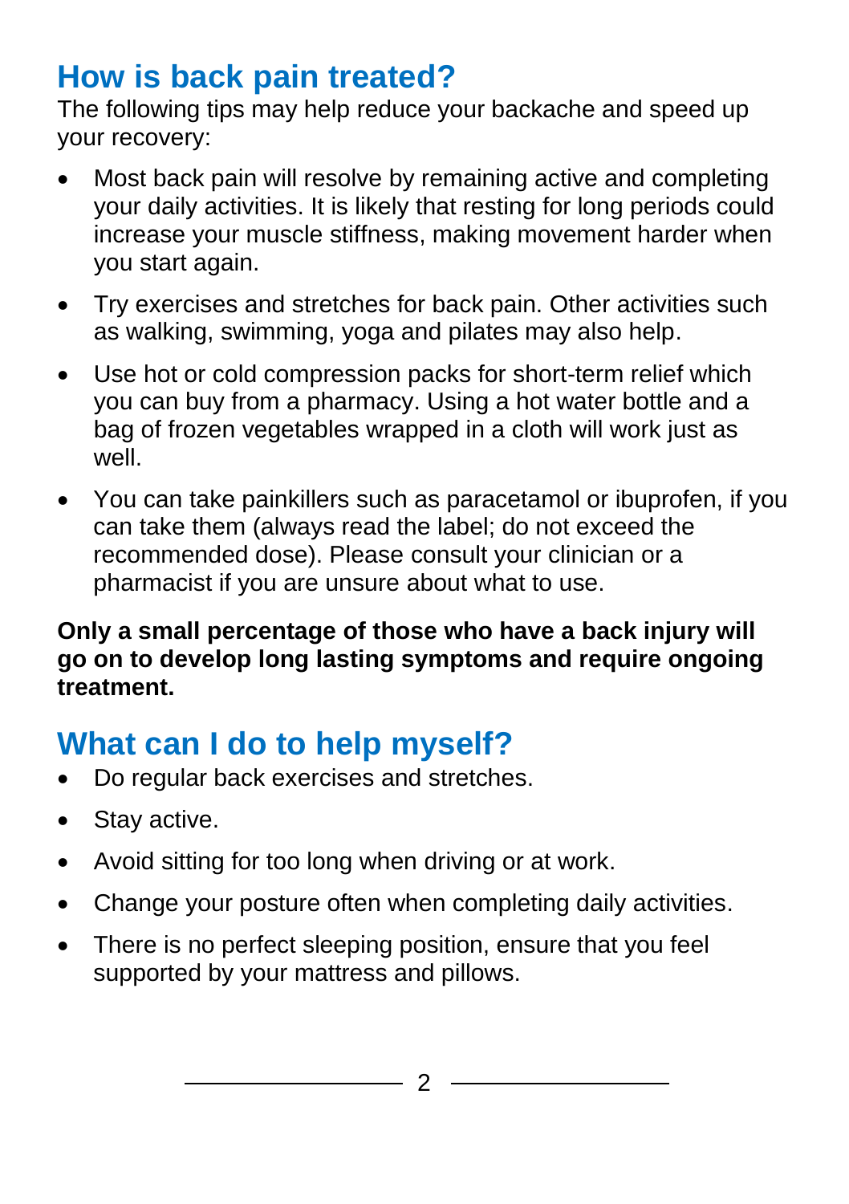## How is back pain treated?

The following tips may help reduce your backache and speed up your recovery:

- Most back pain will resolve by remaining active and completing your daily activities. It is likely that resting for long periods could increase your muscle stiffness, making movement harder when you start again.
- Try exercises and stretches for back pain. Other activities such as walking, swimming, yoga and pilates may also help.
- Use hot or cold compression packs for short-term relief which you can buy from a pharmacy. Using a hot water bottle and a bag of frozen vegetables wrapped in a cloth will work just as well.
- You can take painkillers such as paracetamol or ibuprofen, if you can take them (always read the label; do not exceed the recommended dose). Please consult your clinician or a pharmacist if you are unsure about what to use.

**Only a small percentage of those who have a back injury will go on to develop long lasting symptoms and require ongoing treatment.**

## What can I do to help myself?

- Do regular back exercises and stretches.
- Stay active.
- Avoid sitting for too long when driving or at work.
- Change your posture often when completing daily activities.
- There is no perfect sleeping position, ensure that you feel supported by your mattress and pillows.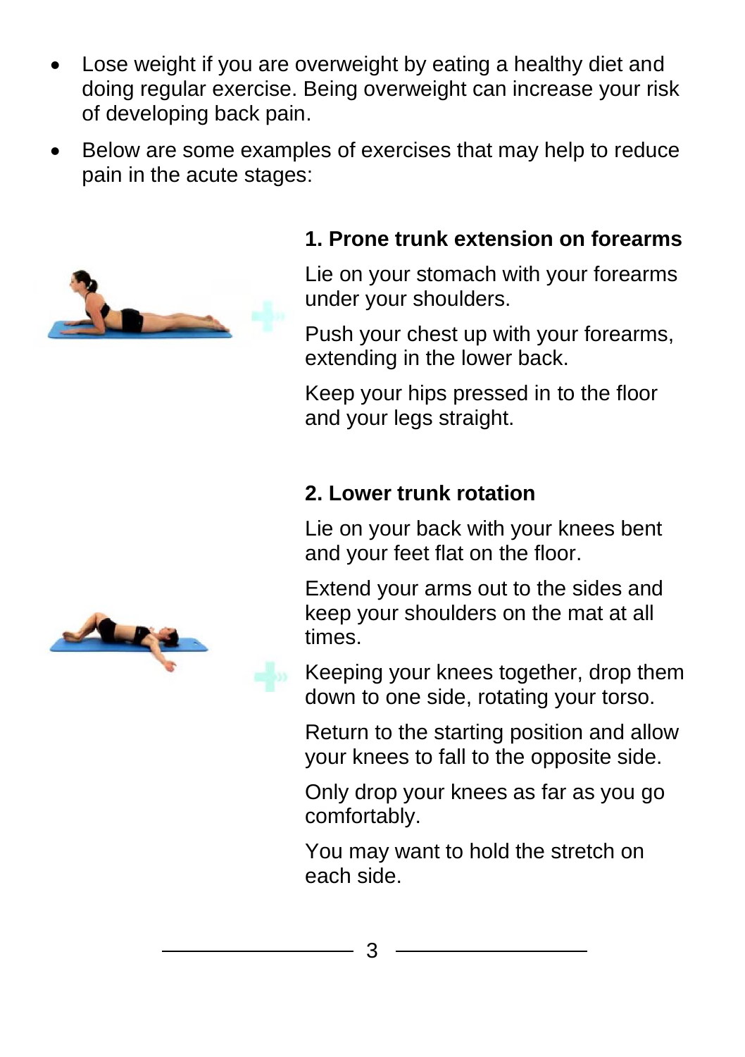- Lose weight if you are overweight by eating a healthy diet and doing regular exercise. Being overweight can increase your risk of developing back pain.
- Below are some examples of exercises that may help to reduce pain in the acute stages:

**1. Prone trunk extension on forearms**

Lie on your stomach with your forearms under your shoulders.

Push your chest up with your forearms, extending in the lower back.

Keep your hips pressed in to the floor and your legs straight.

**2. Lower trunk rotation**

Lie on your back with your knees bent and your feet flat on the floor.

Extend your arms out to the sides and keep your shoulders on the mat at all times.

Keeping your knees together, drop them down to one side, rotating your torso.

Return to the starting position and allow your knees to fall to the opposite side.

Only drop your knees as far as you go comfortably.

You may want to hold the stretch on each side.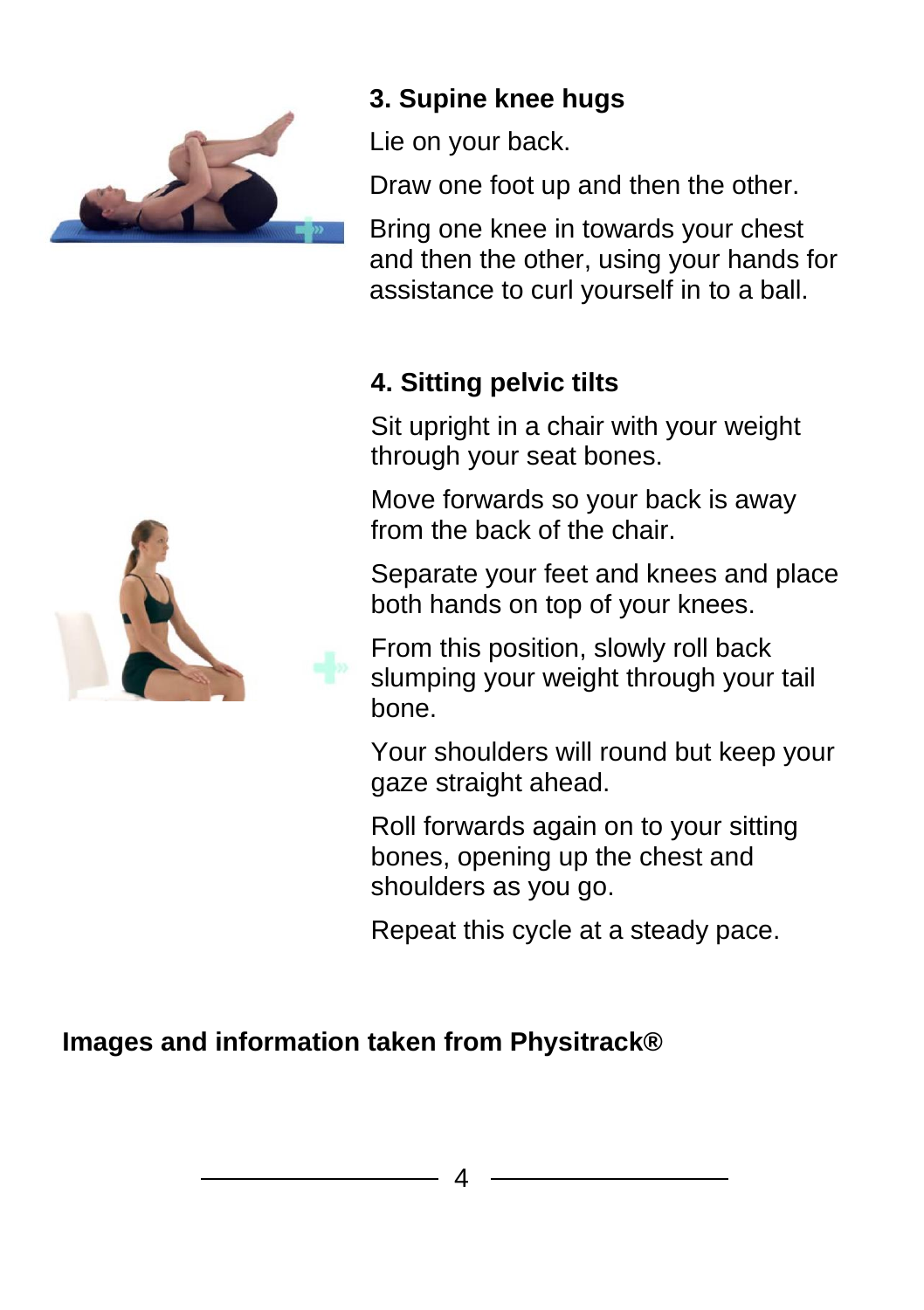### 3. Supine knee hugs

Lie on your back.

Draw one foot up and then the other.

Bring one knee in towards your chest and then the other, using your hands for assistance to curl yourself in to a ball.

### 4. Sitting pelvic tilts

Sit upright in a chair with your weight through your seat bones.

Move forwards so your back is away from the back of the chair.

Separate your feet and knees and place both hands on top of your knees.

From this position, slowly roll back slumping your weight through your tail bone.

Your shoulders will round but keep your gaze straight ahead.

Roll forwards again on to your sitting bones, opening up the chest and shoulders as you go.

Repeat this cycle at a steady pace.

**Images and information taken from Physitrack®**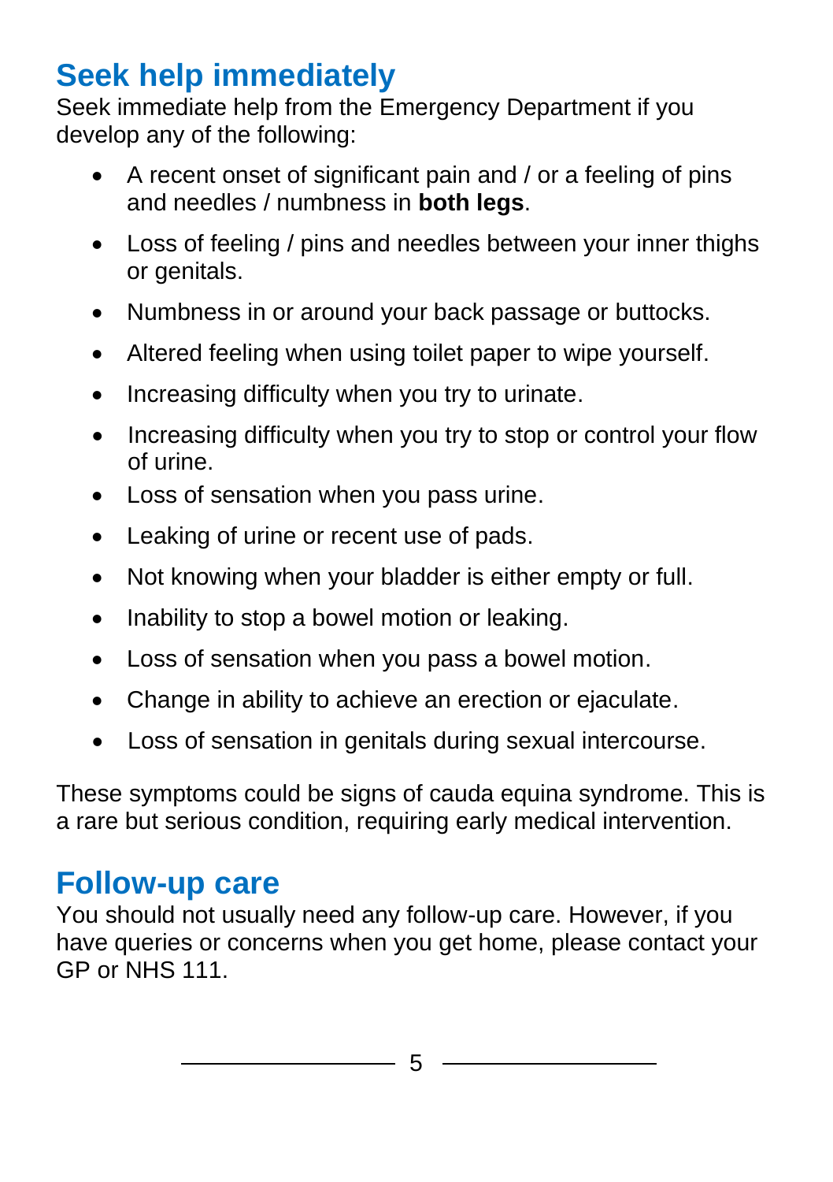## Seek help immediately

Seek immediate help from the Emergency Department if you develop any of the following:

- A recent onset of significant pain and / or a feeling of pins and needles / numbness in **both legs**.
- Loss of feeling / pins and needles between your inner thighs or genitals.
- Numbness in or around your back passage or buttocks.
- Altered feeling when using toilet paper to wipe yourself.
- Increasing difficulty when you try to urinate.
- Increasing difficulty when you try to stop or control your flow of urine.
- Loss of sensation when you pass urine.
- Leaking of urine or recent use of pads.
- Not knowing when your bladder is either empty or full.
- Inability to stop a bowel motion or leaking.
- Loss of sensation when you pass a bowel motion.
- Change in ability to achieve an erection or ejaculate.
- Loss of sensation in genitals during sexual intercourse.

These symptoms could be signs of cauda equina syndrome. This is a rare but serious condition, requiring early medical intervention.

## Follow-up care

You should not usually need any follow-up care. However, if you have queries or concerns when you get home, please contact your GP or NHS 111.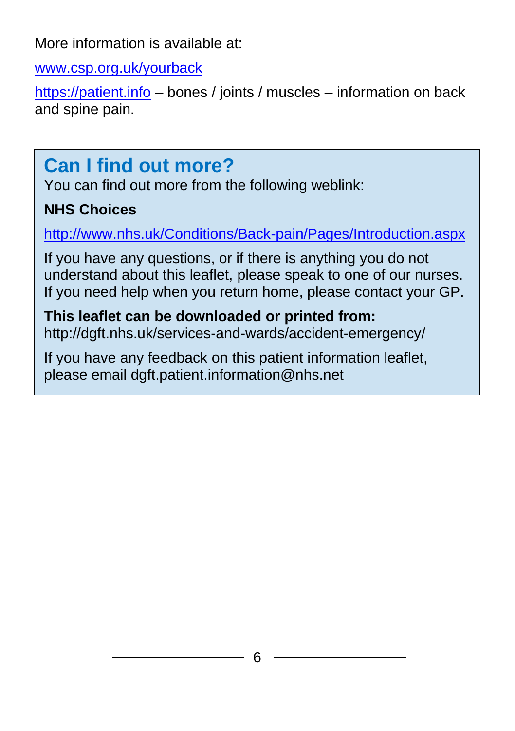More information is available at:

www.csp.org.uk/yourback

https://patient.info – bones / joints / muscles – information on back and spine pain.

## Can I find out more?

You can find out more from the following weblink:

**NHS Choices**

http://www.nhs.uk/Conditions/Back-pain/Pages/Introduction.aspx

If you have any questions, or if there is anything you do not understand about this leaflet, please speak to one of our nurses. If you need help when you return home, please contact your GP.

**This leaflet can be downloaded or printed from:**
http://dgft.nhs.uk/services-and-wards/accident-emergency/

If you have any feedback on this patient information leaflet, please email dgft.patient.information@nhs.net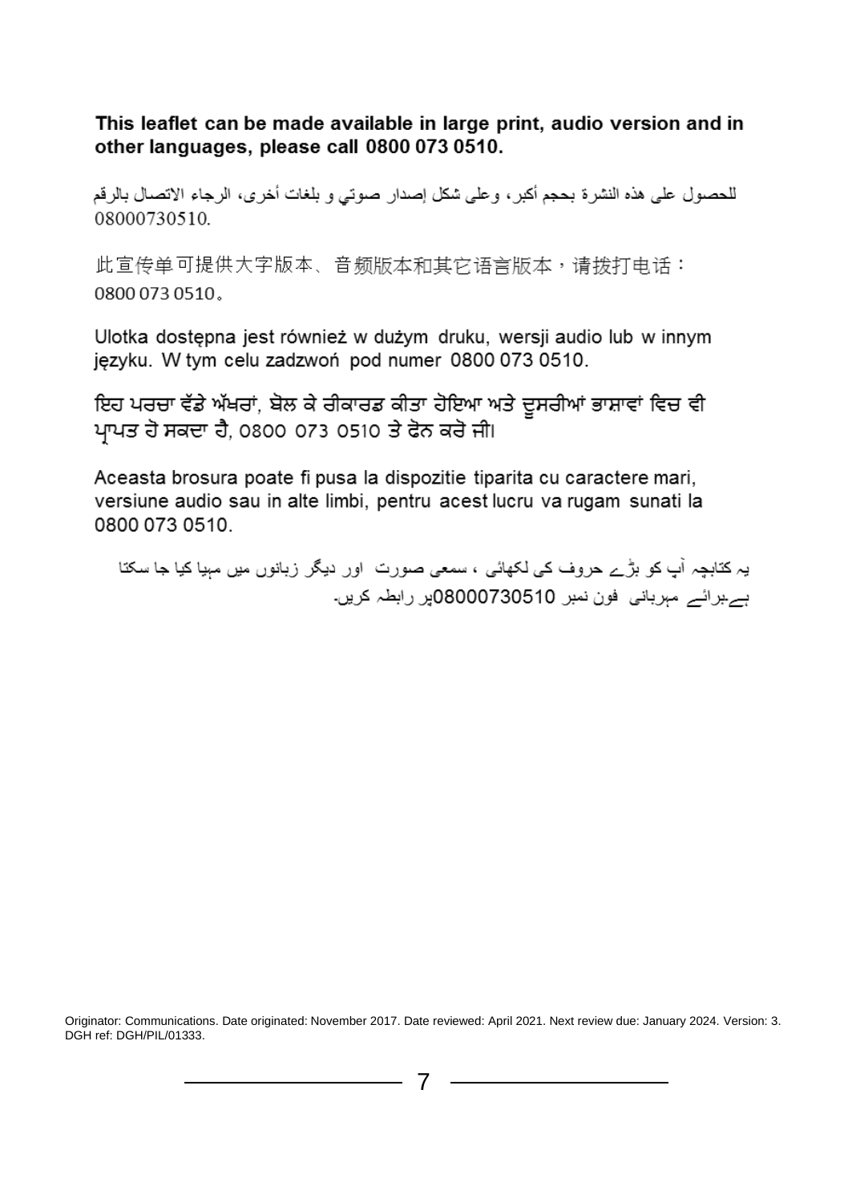**This leaflet can be made available in large print, audio version and in other languages, please call 0800 073 0510.**

للحصول على هذه النشرة بحجم أكبر، وعلى شكل إصدار صوتي و بلغات أخرى، الرجاء الاتصال بالرقم 08000730510.

此宣传单可提供大字版本、音频版本和其它语言版本，请拨打电话：0800 073 0510。

Ulotka dostępna jest również w dużym druku, wersji audio lub w innym języku. W tym celu zadzwoń pod numer 0800 073 0510.

ਇਹ ਪਰਚਾ ਵੱਡੇ ਅੱਖਰਾਂ, ਬੋਲ ਕੇ ਰੀਕਾਰਡ ਕੀਤਾ ਹੋਇਆ ਅਤੇ ਦੂਸਰੀਆਂ ਭਾਸ਼ਾਵਾਂ ਵਿਚ ਵੀ ਪ੍ਰਾਪਤ ਹੋ ਸਕਦਾ ਹੈ, 0800 073 0510 ਤੇ ਫੋਨ ਕਰੋ ਜੀ।

Aceasta brosura poate fi pusa la dispozitie tiparita cu caractere mari, versiune audio sau in alte limbi, pentru acest lucru va rugam sunati la 0800 073 0510.

یہ کتابچہ آپ کو بڑے حروف کی لکھائی ، سمعی صورت اور دیگر زبانوں میں مہیا کیا جا سکتا ہے۔برائے مہربانی فون نمبر 08000730510پر رابطہ کریں۔

Originator: Communications. Date originated: November 2017. Date reviewed: April 2021. Next review due: January 2024. Version: 3. DGH ref: DGH/PIL/01333.